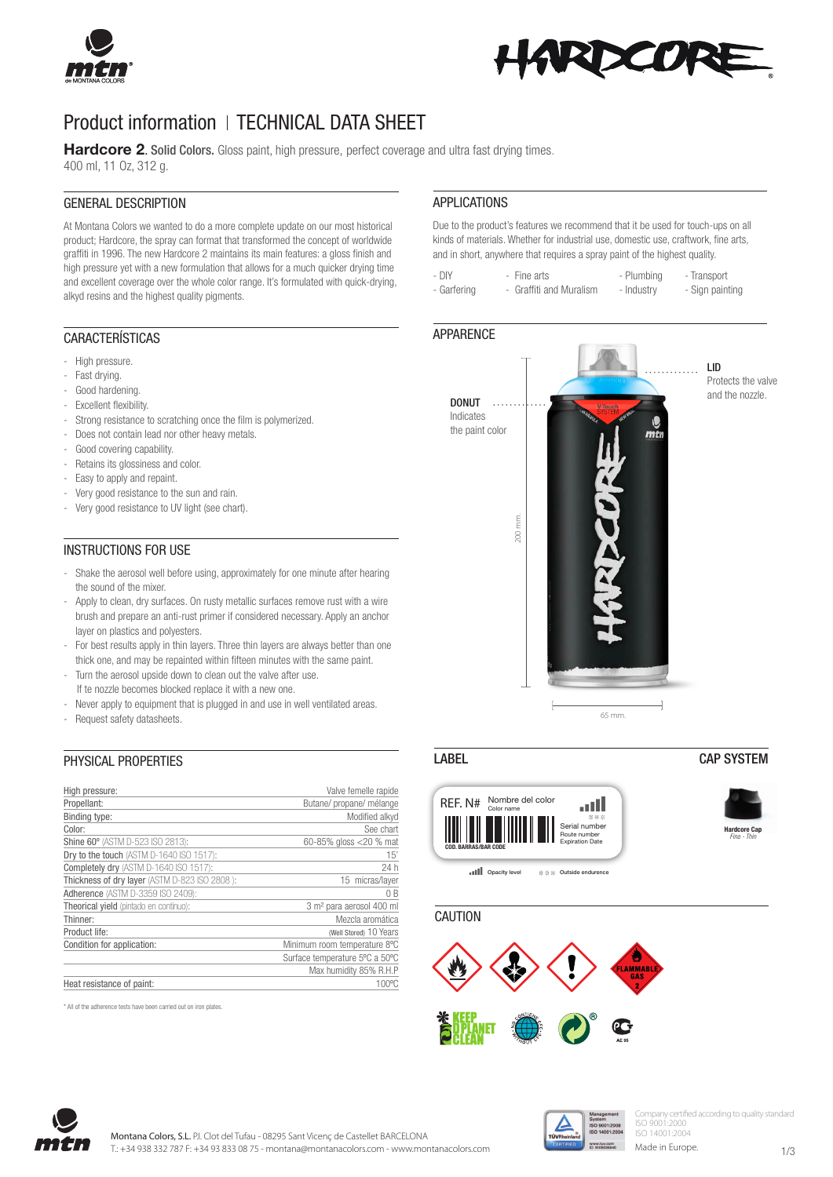# Product information | TECHNICAL DATA SHEET

**Hardcore 2**. **Solid Colors.** Gloss paint, high pressure, perfect coverage and ultra fast drying times.
400 ml, 11 Oz, 312 g.

## GENERAL DESCRIPTION

At Montana Colors we wanted to do a more complete update on our most historical product; Hardcore, the spray can format that transformed the concept of worldwide graffiti in 1996. The new Hardcore 2 maintains its main features: a gloss finish and high pressure yet with a new formulation that allows for a much quicker drying time and excellent coverage over the whole color range. It's formulated with quick-drying, alkyd resins and the highest quality pigments.

## CARACTERÍSTICAS

- High pressure.
- Fast drying.
- Good hardening.
- Excellent flexibility.
- Strong resistance to scratching once the film is polymerized.
- Does not contain lead nor other heavy metals.
- Good covering capability.
- Retains its glossiness and color.
- Easy to apply and repaint.
- Very good resistance to the sun and rain.
- Very good resistance to UV light (see chart).

## INSTRUCTIONS FOR USE

- Shake the aerosol well before using, approximately for one minute after hearing the sound of the mixer.
- Apply to clean, dry surfaces. On rusty metallic surfaces remove rust with a wire brush and prepare an anti-rust primer if considered necessary. Apply an anchor layer on plastics and polyesters.
- For best results apply in thin layers. Three thin layers are always better than one thick one, and may be repainted within fifteen minutes with the same paint.
- Turn the aerosol upside down to clean out the valve after use. If te nozzle becomes blocked replace it with a new one.
- Never apply to equipment that is plugged in and use in well ventilated areas.
- Request safety datasheets.

## PHYSICAL PROPERTIES

| | |
|---|---|
| High pressure: | Valve femelle rapide |
| Propellant: | Butane/ propane/ mélange |
| Binding type: | Modified alkyd |
| Color: | See chart |
| Shine 60º (ASTM D-523 ISO 2813): | 60-85% gloss <20 % mat |
| Dry to the touch (ASTM D-1640 ISO 1517): | 15' |
| Completely dry (ASTM D-1640 ISO 1517): | 24 h |
| Thickness of dry layer (ASTM D-823 ISO 2808 ): | 15 micras/layer |
| Adherence (ASTM D-3359 ISO 2409): | 0 B |
| Theorical yield (pintado en continuo): | 3 m² para aerosol 400 ml |
| Thinner: | Mezcla aromática |
| Product life: | (Well Stored) 10 Years |
| Condition for application: | Minimum room temperature 8ºC |
| | Surface temperature 5ºC a 50ºC |
| | Max humidity 85% R.H.P |
| Heat resistance of paint: | 100ºC |

\* All of the adherence tests have been carried out on iron plates.

## APPLICATIONS

Due to the product's features we recommend that it be used for touch-ups on all kinds of materials. Whether for industrial use, domestic use, craftwork, fine arts, and in short, anywhere that requires a spray paint of the highest quality.

- DIY
- Garfering
- Fine arts
- Graffiti and Muralism
- Plumbing
- Industry
- Transport
- Sign painting

## APPERENCE

**DONUT** Indicates the paint color

**LID** Protects the valve and the nozzle.

200 mm.

65 mm.

## LABEL

REF. N# Nombre del color / Color name

COD. BARRAS/BAR CODE

Serial number / Route number / Expiration Date

Opacity level — Outside endurence

## CAP SYSTEM

**Hardcore Cap** *Fino - Thin*

## CAUTION

FLAMMABLE GAS 2

KEEP THE PLANET CLEAN

Montana Colors, S.L. P.I. Clot del Tufau - 08295 Sant Vicenç de Castellet BARCELONA
T.: +34 938 332 787 F: +34 93 833 08 75 - montana@montanacolors.com - www.montanacolors.com

Company certified according to quality standard ISO 9001:2000 ISO 14001:2004

Made in Europe.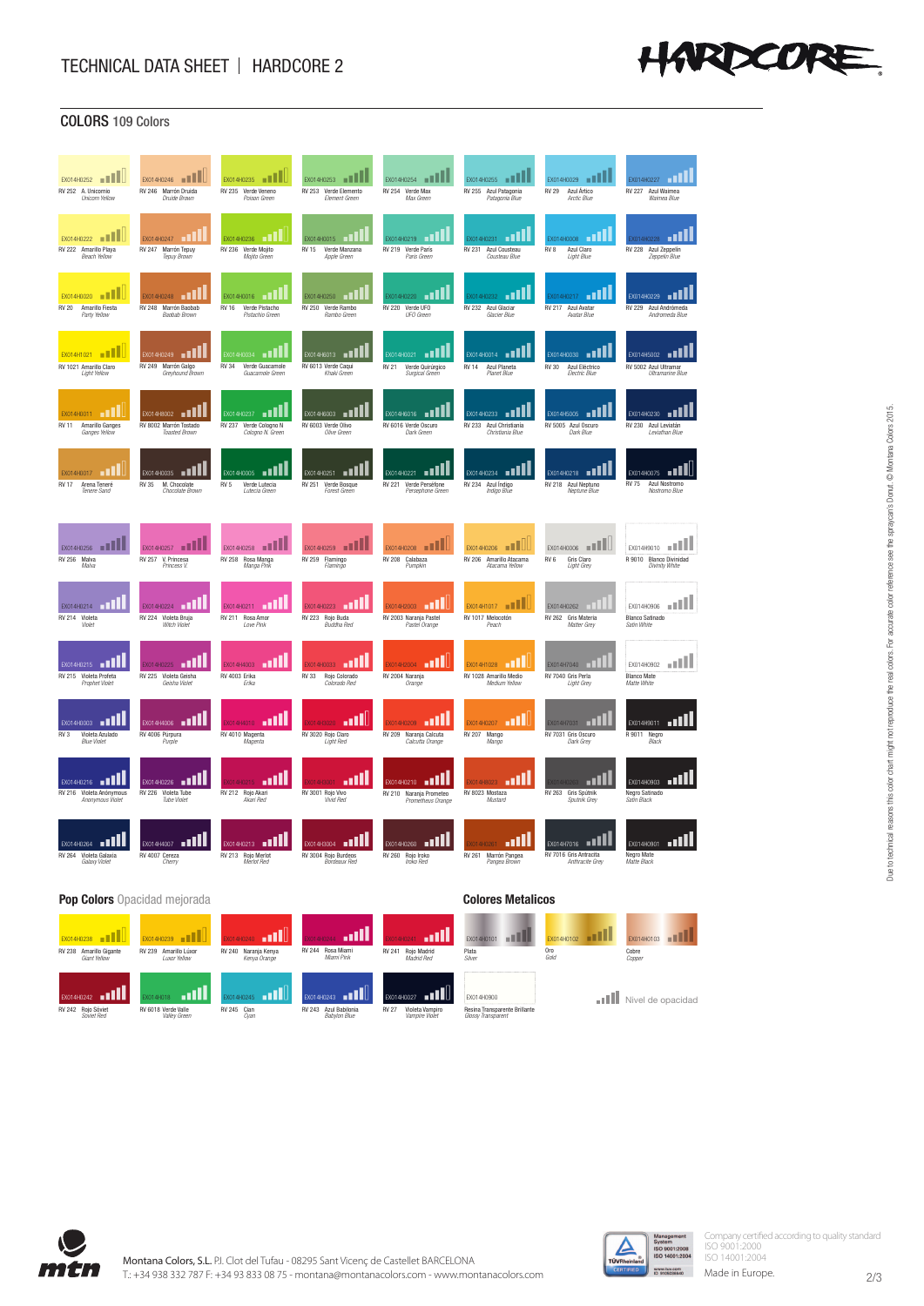# TECHNICAL DATA SHEET | HARDCORE 2

## COLORS 109 Colors

| Code | Ref | Name | English |
|---|---|---|---|
| EX014H0252 | RV 252 | A. Unicornio | Unicorn Yellow |
| EX014H0246 | RV 246 | Marrón Druida | Druide Brown |
| EX014H0235 | RV 235 | Verde Veneno | Poison Green |
| EX014H0253 | RV 253 | Verde Elemento | Element Green |
| EX014H0254 | RV 254 | Verde Max | Max Green |
| EX014H0255 | RV 255 | Azul Patagonia | Patagonia Blue |
| EX014H0029 | RV 29 | Azul Ártico | Arctic Blue |
| EX014H0227 | RV 227 | Azul Waimea | Waimea Blue |
| EX014H0222 | RV 222 | Amarillo Playa | Beach Yellow |
| EX014H0247 | RV 247 | Marrón Tepuy | Tepuy Brown |
| EX014H0236 | RV 236 | Verde Mojito | Mojito Green |
| EX014H0015 | RV 15 | Verde Manzana | Apple Green |
| EX014H0219 | RV 219 | Verde París | Paris Green |
| EX014H0231 | RV 231 | Azul Cousteau | Cousteau Blue |
| EX014H0008 | RV 8 | Azul Claro | Light Blue |
| EX014H0228 | RV 228 | Azul Zeppelin | Zeppelin Blue |
| EX014H0020 | RV 20 | Amarillo Fiesta | Party Yellow |
| EX014H0248 | RV 248 | Marrón Baobab | Baobab Brown |
| EX014H0016 | RV 16 | Verde Pistacho | Pistachio Green |
| EX014H0250 | RV 250 | Verde Rambo | Rambo Green |
| EX014H0220 | RV 220 | Verde UFO | UFO Green |
| EX014H0232 | RV 232 | Azul Glaciar | Glacier Blue |
| EX014H0217 | RV 217 | Azul Avatar | Avatar Blue |
| EX014H0229 | RV 229 | Azul Andrómeda | Andromeda Blue |
| EX014H1021 | RV 1021 | Amarillo Claro | Light Yellow |
| EX014H0249 | RV 249 | Marrón Galgo | Greyhound Brown |
| EX014H0034 | RV 34 | Verde Guacamole | Guacamole Green |
| EX014H6013 | RV 6013 | Verde Caqui | Khaki Green |
| EX014H0021 | RV 21 | Verde Quirúrgico | Surgical Green |
| EX014H0014 | RV 14 | Azul Planeta | Planet Blue |
| EX014H0030 | RV 30 | Azul Eléctrico | Electric Blue |
| EX014H5002 | RV 5002 | Azul Ultramar | Ultramarine Blue |
| EX014H0011 | RV 11 | Amarillo Ganges | Ganges Yellow |
| EX014H8002 | RV 8002 | Marrón Tostado | Toasted Brown |
| EX014H0237 | RV 237 | Verde Cologno N | Cologno N. Green |
| EX014H6003 | RV 6003 | Verde Olivo | Olive Green |
| EX014H6016 | RV 6016 | Verde Oscuro | Dark Green |
| EX014H0233 | RV 233 | Azul Christiania | Christiania Blue |
| EX014H5005 | RV 5005 | Azul Oscuro | Dark Blue |
| EX014H0230 | RV 230 | Azul Leviatán | Leviathan Blue |
| EX014H0017 | RV 17 | Arena Tenerè | Tenere Sand |
| EX014H0035 | RV 35 | M. Chocolate | Chocolate Brown |
| EX014H0005 | RV 5 | Verde Lutecia | Lutecia Green |
| EX014H0251 | RV 251 | Verde Bosque | Forest Green |
| EX014H0221 | RV 221 | Verde Perséfone | Persephone Green |
| EX014H0234 | RV 234 | Azul Índigo | Indigo Blue |
| EX014H0218 | RV 218 | Azul Neptuno | Neptune Blue |
| EX014H0075 | RV 75 | Azul Nostromo | Nostromo Blue |
| EX014H0256 | RV 256 | Malva | Malva |
| EX014H0257 | RV 257 | V. Princesa | Princess V. |
| EX014H0258 | RV 258 | Rosa Manga | Manga Pink |
| EX014H0259 | RV 259 | Flamingo | Flamingo |
| EX014H0208 | RV 208 | Calabaza | Pumpkin |
| EX014H0206 | RV 206 | Amarillo Atacama | Atacama Yellow |
| EX014H0006 | RV 6 | Gris Claro | Light Grey |
| EX014H9010 | R 9010 | Blanco Divinidad | Divinity White |
| EX014H0214 | RV 214 | Violeta | Violet |
| EX014H0224 | RV 224 | Violeta Bruja | Witch Violet |
| EX014H0211 | RV 211 | Rosa Amor | Love Pink |
| EX014H0223 | RV 223 | Rojo Buda | Buddha Red |
| EX014H2003 | RV 2003 | Naranja Pastel | Pastel Orange |
| EX014H1017 | RV 1017 | Melocotón | Peach |
| EX014H0262 | RV 262 | Gris Materia | Matter Grey |
| EX014H0906 | | Blanco Satinado | Satin White |
| EX014H0215 | RV 215 | Violeta Profeta | Prophet Violet |
| EX014H0225 | RV 225 | Violeta Geisha | Geisha Violet |
| EX014H4003 | RV 4003 | Erika | Erika |
| EX014H0033 | RV 33 | Rojo Colorado | Colorado Red |
| EX014H2004 | RV 2004 | Naranja | Orange |
| EX014H1028 | RV 1028 | Amarillo Medio | Medium Yellow |
| EX014H7040 | RV 7040 | Gris Perla | Light Grey |
| EX014H0902 | | Blanco Mate | Matte White |
| EX014H0003 | RV 3 | Violeta Azulado | Blue Violet |
| EX014H4006 | RV 4006 | Púrpura | Purple |
| EX014H4010 | RV 4010 | Magenta | Magenta |
| EX014H3020 | RV 3020 | Rojo Claro | Light Red |
| EX014H0209 | RV 209 | Naranja Calcuta | Calcutta Orange |
| EX014H0207 | RV 207 | Mango | Mango |
| EX014H7031 | RV 7031 | Gris Oscuro | Dark Grey |
| EX014H9011 | R 9011 | Negro | Black |
| EX014H0216 | RV 216 | Violeta Anónymous | Anonymous Violet |
| EX014H0226 | RV 226 | Violeta Tube | Tube Violet |
| EX014H0212 | RV 212 | Rojo Akari | Akari Red |
| EX014H3001 | RV 3001 | Rojo Vivo | Vivid Red |
| EX014H0210 | RV 210 | Naranja Prometeo | Prometheus Orange |
| EX014H8023 | RV 8023 | Mostaza | Mustard |
| EX014H0263 | RV 263 | Gris Sputnik | Sputnik Grey |
| EX014H0903 | | Negro Satinado | Satin Black |
| EX014H0264 | RV 264 | Violeta Galaxia | Galaxy Violet |
| EX014H4007 | RV 4007 | Cereza | Cherry |
| EX014H0213 | RV 213 | Rojo Merlot | Merlot Red |
| EX014H3004 | RV 3004 | Rojo Burdeos | Bordeaux Red |
| EX014H0260 | RV 260 | Rojo Iroko | Iroko Red |
| EX014H0261 | RV 261 | Marrón Pangea | Pangea Brown |
| EX014H7016 | RV 7016 | Gris Antracita | Anthracite Grey |
| EX014H0901 | | Negro Mate | Matte Black |

## Pop Colors Opacidad mejorada

| Code | Ref | Name | English |
|---|---|---|---|
| EX014H0238 | RV 238 | Amarillo Gigante | Giant Yellow |
| EX014H0239 | RV 239 | Amarillo Lúxor | Luxor Yellow |
| EX014H0240 | RV 240 | Naranja Kenya | Kenya Orange |
| EX014H0244 | RV 244 | Rosa Miami | Miami Pink |
| EX014H0241 | RV 241 | Rojo Madrid | Madrid Red |
| EX014H0242 | RV 242 | Rojo Sóviet | Soviet Red |
| EX014H6018 | RV 6018 | Verde Valle | Valley Green |
| EX014H0245 | RV 245 | Cian | Cyan |
| EX014H0243 | RV 243 | Azul Babilonia | Babylon Blue |
| EX014H0027 | RV 27 | Violeta Vampiro | Vampire Violet |

## Colores Metalicos

| Code | Name | English |
|---|---|---|
| EX014H0101 | Plata | Silver |
| EX014H0102 | Oro | Gold |
| EX014H0103 | Cobre | Copper |
| EX014H0900 | Resina Transparente Brillante | Glossy Transparent |

Nivel de opacidad

Due to technical reasons this color chart might not reproduce the real colors. For accurate color reference see the spraycan's Donut. © Montana Colors 2015.

Montana Colors, S.L. P.I. Clot del Tufau - 08295 Sant Vicenç de Castellet BARCELONA
T.: +34 938 332 787 F: +34 93 833 08 75 - montana@montanacolors.com - www.montanacolors.com

Company certified according to quality standard ISO 9001:2000 ISO 14001:2004

Made in Europe.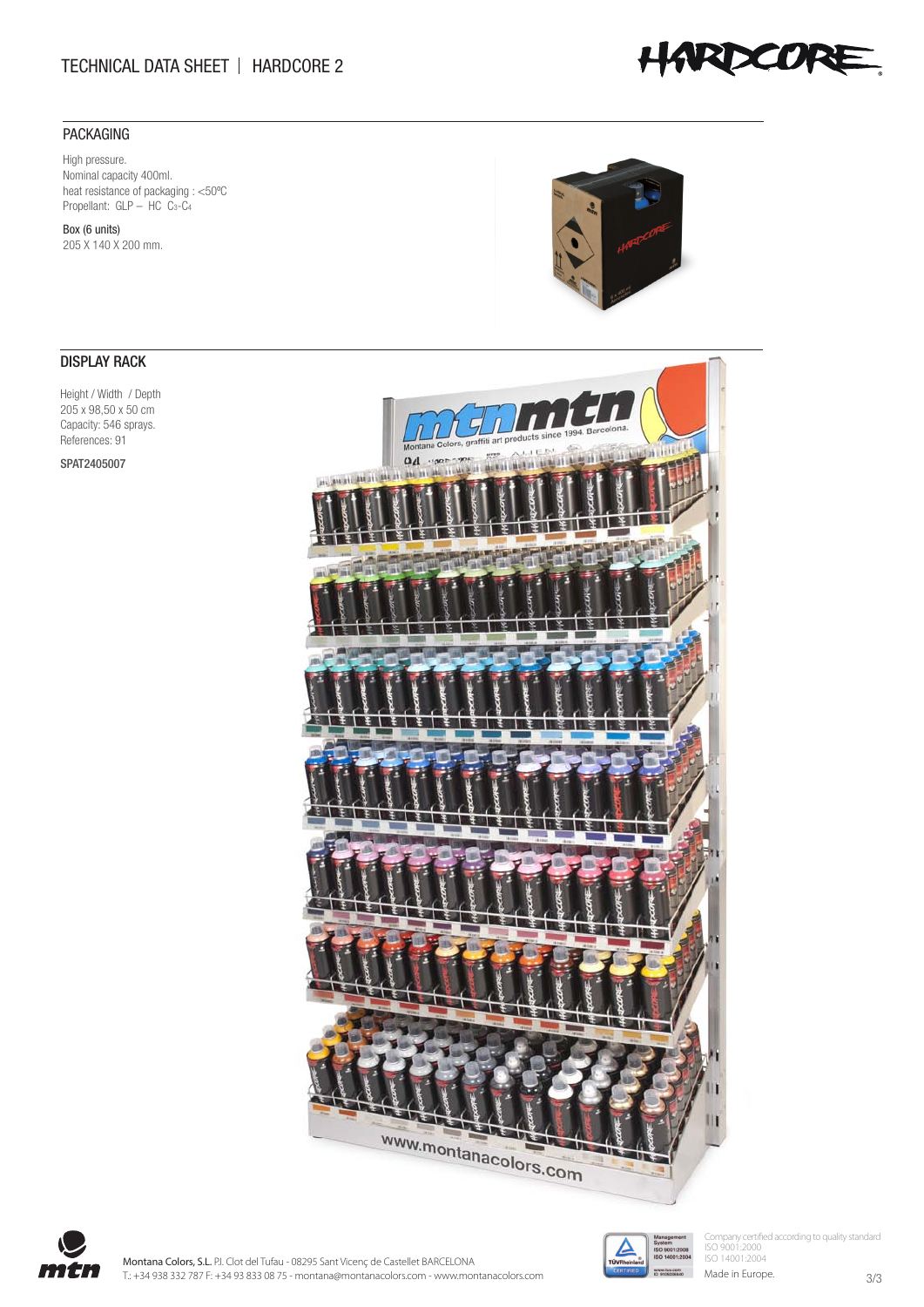## PACKAGING

High pressure.
Nominal capacity 400ml.
heat resistance of packaging : <50ºC
Propellant: GLP – HC $C_3$-$C_4$

Box (6 units)
205 X 140 X 200 mm.

## DISPLAY RACK

Height / Width / Depth
205 x 98,50 x 50 cm
Capacity: 546 sprays.
References: 91

SPAT2405007

Montana Colors, S.L. P.I. Clot del Tufau - 08295 Sant Vicenç de Castellet BARCELONA
T.: +34 938 332 787 F: +34 93 833 08 75 - montana@montanacolors.com - www.montanacolors.com

Company certified according to quality standard
ISO 9001:2000
ISO 14001:2004

Made in Europe.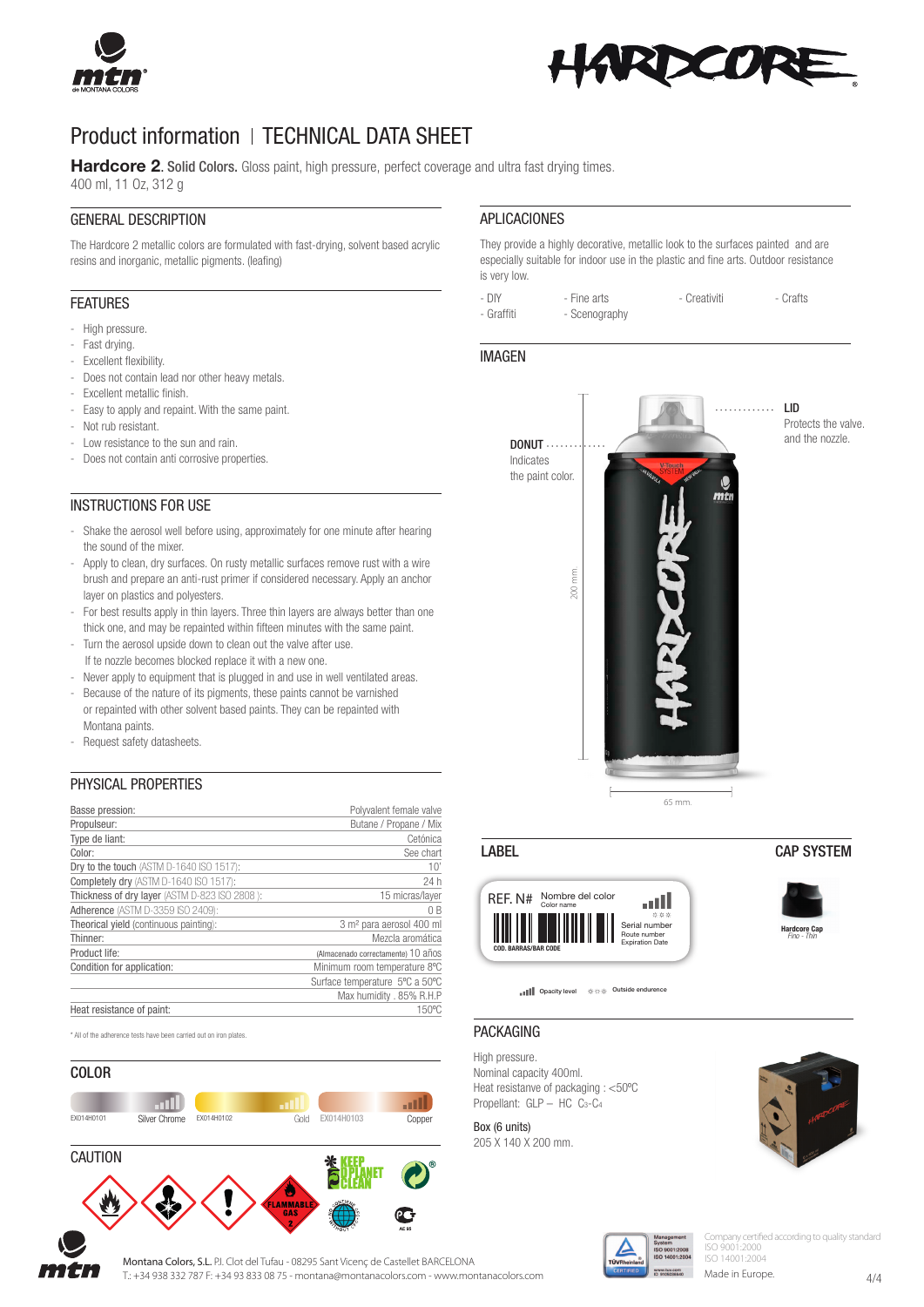# Product information | TECHNICAL DATA SHEET

**Hardcore 2**. **Solid Colors.** Gloss paint, high pressure, perfect coverage and ultra fast drying times.
400 ml, 11 Oz, 312 g

## GENERAL DESCRIPTION

The Hardcore 2 metallic colors are formulated with fast-drying, solvent based acrylic resins and inorganic, metallic pigments. (leafing)

## FEATURES

- High pressure.
- Fast drying.
- Excellent flexibility.
- Does not contain lead nor other heavy metals.
- Excellent metallic finish.
- Easy to apply and repaint. With the same paint.
- Not rub resistant.
- Low resistance to the sun and rain.
- Does not contain anti corrosive properties.

## INSTRUCTIONS FOR USE

- Shake the aerosol well before using, approximately for one minute after hearing the sound of the mixer.
- Apply to clean, dry surfaces. On rusty metallic surfaces remove rust with a wire brush and prepare an anti-rust primer if considered necessary. Apply an anchor layer on plastics and polyesters.
- For best results apply in thin layers. Three thin layers are always better than one thick one, and may be repainted within fifteen minutes with the same paint.
- Turn the aerosol upside down to clean out the valve after use. If te nozzle becomes blocked replace it with a new one.
- Never apply to equipment that is plugged in and use in well ventilated areas.
- Because of the nature of its pigments, these paints cannot be varnished or repainted with other solvent based paints. They can be repainted with Montana paints.
- Request safety datasheets.

## PHYSICAL PROPERTIES

| | |
|---|---|
| Basse pression: | Polyvalent female valve |
| Propulseur: | Butane / Propane / Mix |
| Type de liant: | Cetónica |
| Color: | See chart |
| Dry to the touch (ASTM D-1640 ISO 1517): | 10' |
| Completely dry (ASTM D-1640 ISO 1517): | 24 h |
| Thickness of dry layer (ASTM D-823 ISO 2808 ): | 15 micras/layer |
| Adherence (ASTM D-3359 ISO 2409): | 0 B |
| Theorical yield (continuous painting): | 3 m² para aerosol 400 ml |
| Thinner: | Mezcla aromática |
| Product life: | (Almacenado correctamente) 10 años |
| Condition for application: | Minimum room temperature 8ºC |
| | Surface temperature 5ºC a 50ºC |
| | Max humidity . 85% R.H.P |
| Heat resistance of paint: | 150ºC |

* All of the adherence tests have been carried out on iron plates.

## COLOR

EX014H0101 Silver Chrome
EX014H0102 Gold
EX014H0103 Copper

## CAUTION

## APLICACIONES

They provide a highly decorative, metallic look to the surfaces painted and are especially suitable for indoor use in the plastic and fine arts. Outdoor resistance is very low.

- DIY
- Graffiti
- Fine arts
- Scenography
- Creativiti
- Crafts

## IMAGEN

**DONUT** Indicates the paint color.

**LID** Protects the valve. and the nozzle.

200 mm

65 mm.

## LABEL

REF. N# Nombre del color / Color name
COD. BARRAS/BAR CODE
Serial number / Route number / Expiration Date

Opacity level — Outside endurence

## CAP SYSTEM

Hardcore Cap
Fino - Thin

## PACKAGING

High pressure.
Nominal capacity 400ml.
Heat resistance of packaging : <50ºC
Propellant: GLP – HC $C_3$-$C_4$

Box (6 units)
205 X 140 X 200 mm.

Montana Colors, S.L. P.I. Clot del Tufau - 08295 Sant Vicenç de Castellet BARCELONA
T.: +34 938 332 787 F: +34 93 833 08 75 - montana@montanacolors.com - www.montanacolors.com

Company certified according to quality standard ISO 9001:2000 ISO 14001:2004

Made in Europe.